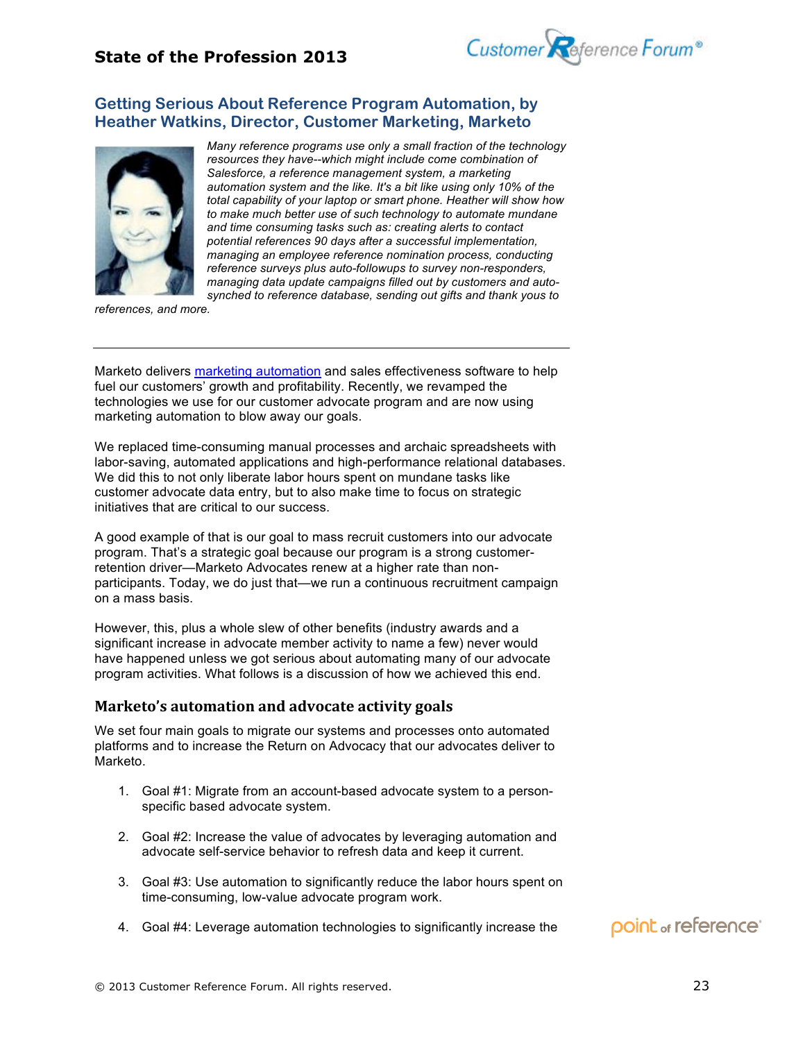## Getting Serious About Reference Program Automation, by Heather Watkins, Director, Customer Marketing, Marketo

*Many reference programs use only a small fraction of the technology resources they have--which might include come combination of Salesforce, a reference management system, a marketing automation system and the like. It's a bit like using only 10% of the total capability of your laptop or smart phone. Heather will show how to make much better use of such technology to automate mundane and time consuming tasks such as: creating alerts to contact potential references 90 days after a successful implementation, managing an employee reference nomination process, conducting reference surveys plus auto-followups to survey non-responders, managing data update campaigns filled out by customers and auto-synched to reference database, sending out gifts and thank yous to references, and more.*

---

Marketo delivers [marketing automation]() and sales effectiveness software to help fuel our customers' growth and profitability. Recently, we revamped the technologies we use for our customer advocate program and are now using marketing automation to blow away our goals.

We replaced time-consuming manual processes and archaic spreadsheets with labor-saving, automated applications and high-performance relational databases. We did this to not only liberate labor hours spent on mundane tasks like customer advocate data entry, but to also make time to focus on strategic initiatives that are critical to our success.

A good example of that is our goal to mass recruit customers into our advocate program. That's a strategic goal because our program is a strong customer-retention driver—Marketo Advocates renew at a higher rate than non-participants. Today, we do just that—we run a continuous recruitment campaign on a mass basis.

However, this, plus a whole slew of other benefits (industry awards and a significant increase in advocate member activity to name a few) never would have happened unless we got serious about automating many of our advocate program activities. What follows is a discussion of how we achieved this end.

### Marketo's automation and advocate activity goals

We set four main goals to migrate our systems and processes onto automated platforms and to increase the Return on Advocacy that our advocates deliver to Marketo.

1. Goal #1: Migrate from an account-based advocate system to a person-specific based advocate system.
2. Goal #2: Increase the value of advocates by leveraging automation and advocate self-service behavior to refresh data and keep it current.
3. Goal #3: Use automation to significantly reduce the labor hours spent on time-consuming, low-value advocate program work.
4. Goal #4: Leverage automation technologies to significantly increase the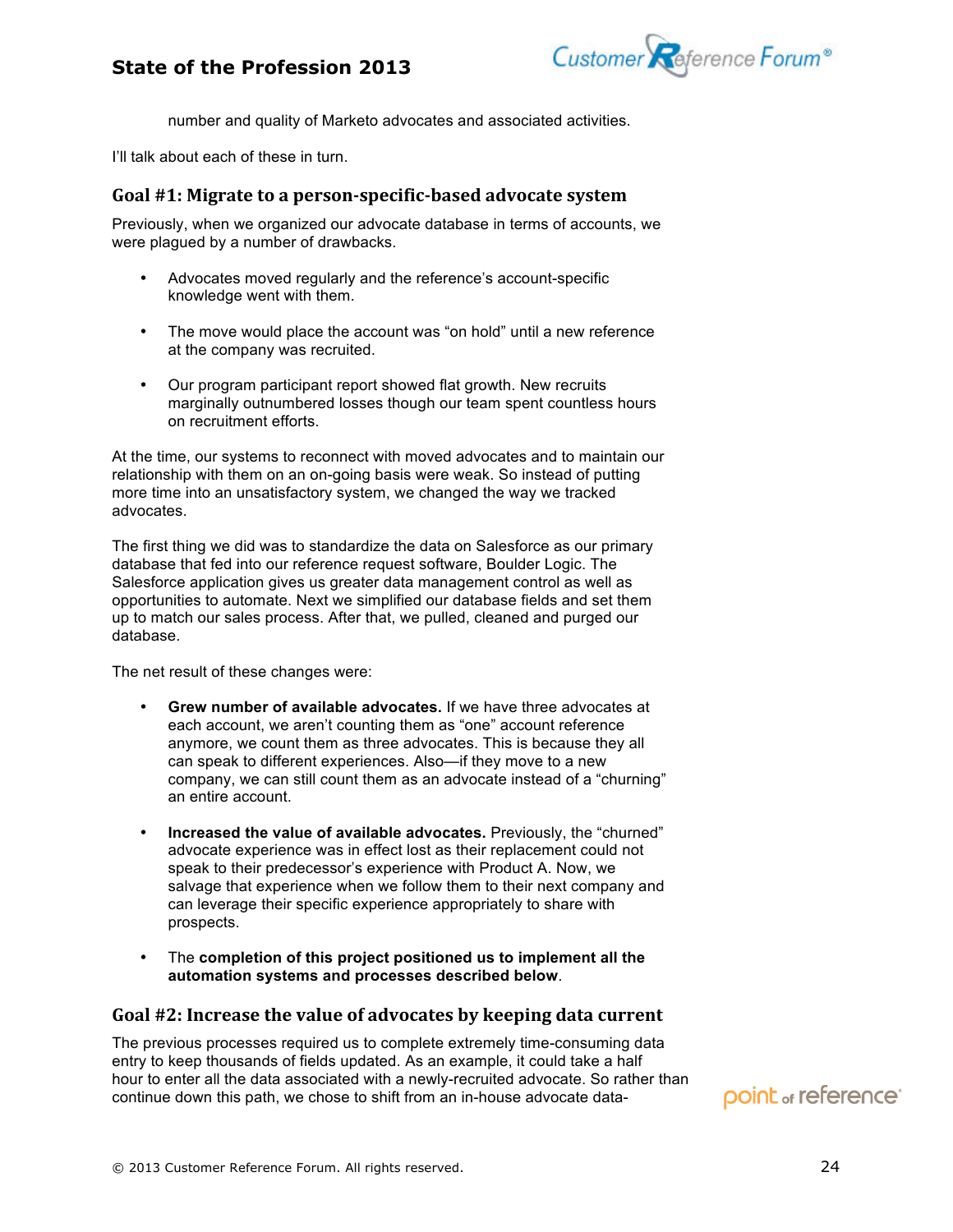number and quality of Marketo advocates and associated activities.

I'll talk about each of these in turn.

## Goal #1: Migrate to a person-specific-based advocate system

Previously, when we organized our advocate database in terms of accounts, we were plagued by a number of drawbacks.

- Advocates moved regularly and the reference's account-specific knowledge went with them.
- The move would place the account was "on hold" until a new reference at the company was recruited.
- Our program participant report showed flat growth. New recruits marginally outnumbered losses though our team spent countless hours on recruitment efforts.

At the time, our systems to reconnect with moved advocates and to maintain our relationship with them on an on-going basis were weak. So instead of putting more time into an unsatisfactory system, we changed the way we tracked advocates.

The first thing we did was to standardize the data on Salesforce as our primary database that fed into our reference request software, Boulder Logic. The Salesforce application gives us greater data management control as well as opportunities to automate. Next we simplified our database fields and set them up to match our sales process. After that, we pulled, cleaned and purged our database.

The net result of these changes were:

- **Grew number of available advocates.** If we have three advocates at each account, we aren't counting them as "one" account reference anymore, we count them as three advocates. This is because they all can speak to different experiences. Also—if they move to a new company, we can still count them as an advocate instead of a "churning" an entire account.
- **Increased the value of available advocates.** Previously, the "churned" advocate experience was in effect lost as their replacement could not speak to their predecessor's experience with Product A. Now, we salvage that experience when we follow them to their next company and can leverage their specific experience appropriately to share with prospects.
- The **completion of this project positioned us to implement all the automation systems and processes described below**.

## Goal #2: Increase the value of advocates by keeping data current

The previous processes required us to complete extremely time-consuming data entry to keep thousands of fields updated. As an example, it could take a half hour to enter all the data associated with a newly-recruited advocate. So rather than continue down this path, we chose to shift from an in-house advocate data-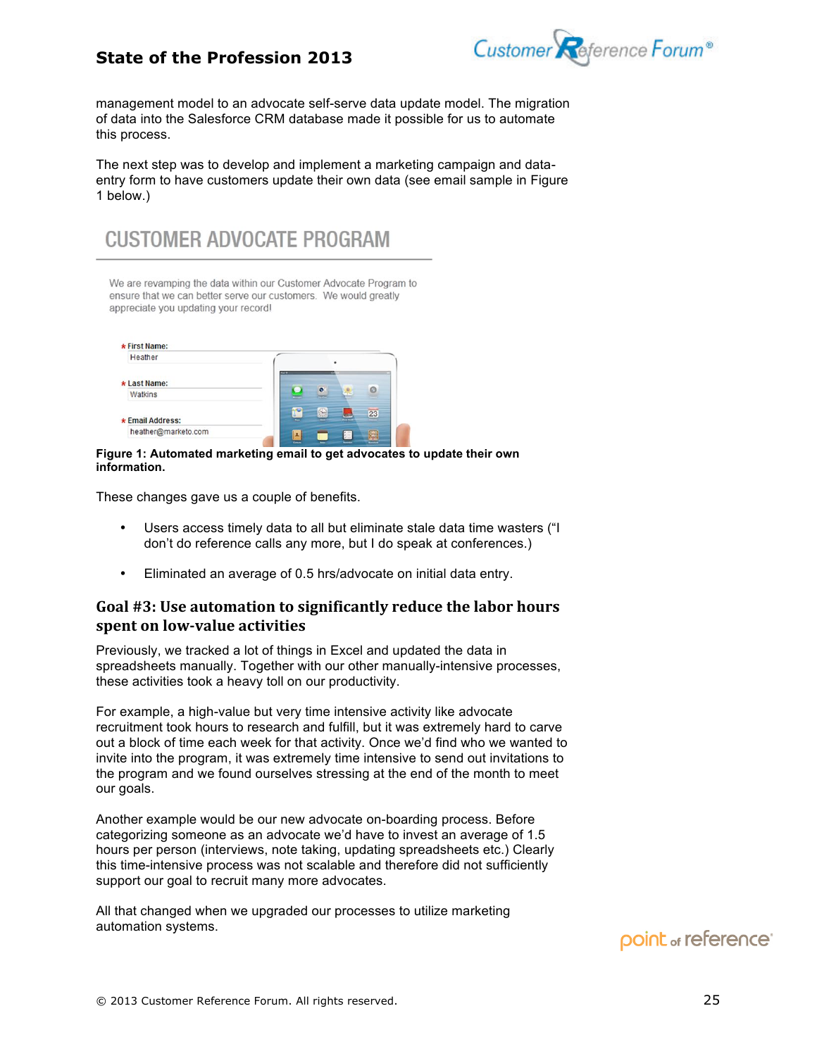management model to an advocate self-serve data update model. The migration of data into the Salesforce CRM database made it possible for us to automate this process.

The next step was to develop and implement a marketing campaign and data-entry form to have customers update their own data (see email sample in Figure 1 below.)

CUSTOMER ADVOCATE PROGRAM

We are revamping the data within our Customer Advocate Program to ensure that we can better serve our customers. We would greatly appreciate you updating your record!

* First Name:
Heather

* Last Name:
Watkins

* Email Address:
heather@marketo.com

**Figure 1: Automated marketing email to get advocates to update their own information.**

These changes gave us a couple of benefits.

- Users access timely data to all but eliminate stale data time wasters ("I don't do reference calls any more, but I do speak at conferences.)
- Eliminated an average of 0.5 hrs/advocate on initial data entry.

## Goal #3: Use automation to significantly reduce the labor hours spent on low-value activities

Previously, we tracked a lot of things in Excel and updated the data in spreadsheets manually. Together with our other manually-intensive processes, these activities took a heavy toll on our productivity.

For example, a high-value but very time intensive activity like advocate recruitment took hours to research and fulfill, but it was extremely hard to carve out a block of time each week for that activity. Once we'd find who we wanted to invite into the program, it was extremely time intensive to send out invitations to the program and we found ourselves stressing at the end of the month to meet our goals.

Another example would be our new advocate on-boarding process. Before categorizing someone as an advocate we'd have to invest an average of 1.5 hours per person (interviews, note taking, updating spreadsheets etc.) Clearly this time-intensive process was not scalable and therefore did not sufficiently support our goal to recruit many more advocates.

All that changed when we upgraded our processes to utilize marketing automation systems.